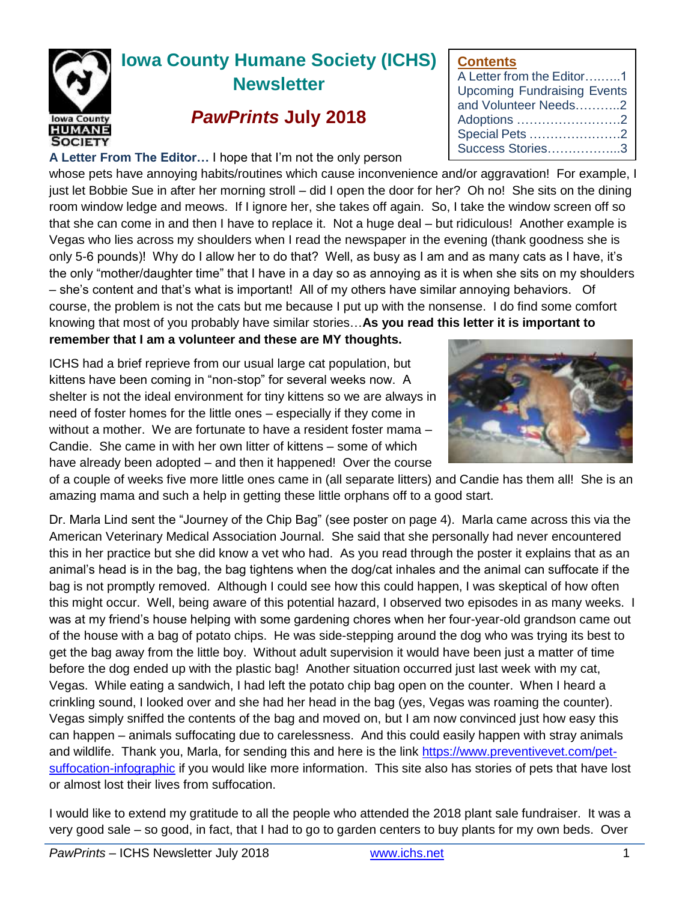# Iowa County Humane Society (ICHS) Newsletter

## *PawPrints* July 2018

**Contents**
A Letter from the Editor………1
Upcoming Fundraising Events and Volunteer Needs………..2
Adoptions ……………………2
Special Pets …………………2
Success Stories……………..3

**A Letter From The Editor…** I hope that I'm not the only person whose pets have annoying habits/routines which cause inconvenience and/or aggravation! For example, I just let Bobbie Sue in after her morning stroll – did I open the door for her? Oh no! She sits on the dining room window ledge and meows. If I ignore her, she takes off again. So, I take the window screen off so that she can come in and then I have to replace it. Not a huge deal – but ridiculous! Another example is Vegas who lies across my shoulders when I read the newspaper in the evening (thank goodness she is only 5-6 pounds)! Why do I allow her to do that? Well, as busy as I am and as many cats as I have, it's the only "mother/daughter time" that I have in a day so as annoying as it is when she sits on my shoulders – she's content and that's what is important! All of my others have similar annoying behaviors. Of course, the problem is not the cats but me because I put up with the nonsense. I do find some comfort knowing that most of you probably have similar stories…**As you read this letter it is important to remember that I am a volunteer and these are MY thoughts.**

ICHS had a brief reprieve from our usual large cat population, but kittens have been coming in "non-stop" for several weeks now. A shelter is not the ideal environment for tiny kittens so we are always in need of foster homes for the little ones – especially if they come in without a mother. We are fortunate to have a resident foster mama – Candie. She came in with her own litter of kittens – some of which have already been adopted – and then it happened! Over the course of a couple of weeks five more little ones came in (all separate litters) and Candie has them all! She is an amazing mama and such a help in getting these little orphans off to a good start.

Dr. Marla Lind sent the "Journey of the Chip Bag" (see poster on page 4). Marla came across this via the American Veterinary Medical Association Journal. She said that she personally had never encountered this in her practice but she did know a vet who had. As you read through the poster it explains that as an animal's head is in the bag, the bag tightens when the dog/cat inhales and the animal can suffocate if the bag is not promptly removed. Although I could see how this could happen, I was skeptical of how often this might occur. Well, being aware of this potential hazard, I observed two episodes in as many weeks. I was at my friend's house helping with some gardening chores when her four-year-old grandson came out of the house with a bag of potato chips. He was side-stepping around the dog who was trying its best to get the bag away from the little boy. Without adult supervision it would have been just a matter of time before the dog ended up with the plastic bag! Another situation occurred just last week with my cat, Vegas. While eating a sandwich, I had left the potato chip bag open on the counter. When I heard a crinkling sound, I looked over and she had her head in the bag (yes, Vegas was roaming the counter). Vegas simply sniffed the contents of the bag and moved on, but I am now convinced just how easy this can happen – animals suffocating due to carelessness. And this could easily happen with stray animals and wildlife. Thank you, Marla, for sending this and here is the link https://www.preventivevet.com/pet-suffocation-infographic if you would like more information. This site also has stories of pets that have lost or almost lost their lives from suffocation.

I would like to extend my gratitude to all the people who attended the 2018 plant sale fundraiser. It was a very good sale – so good, in fact, that I had to go to garden centers to buy plants for my own beds. Over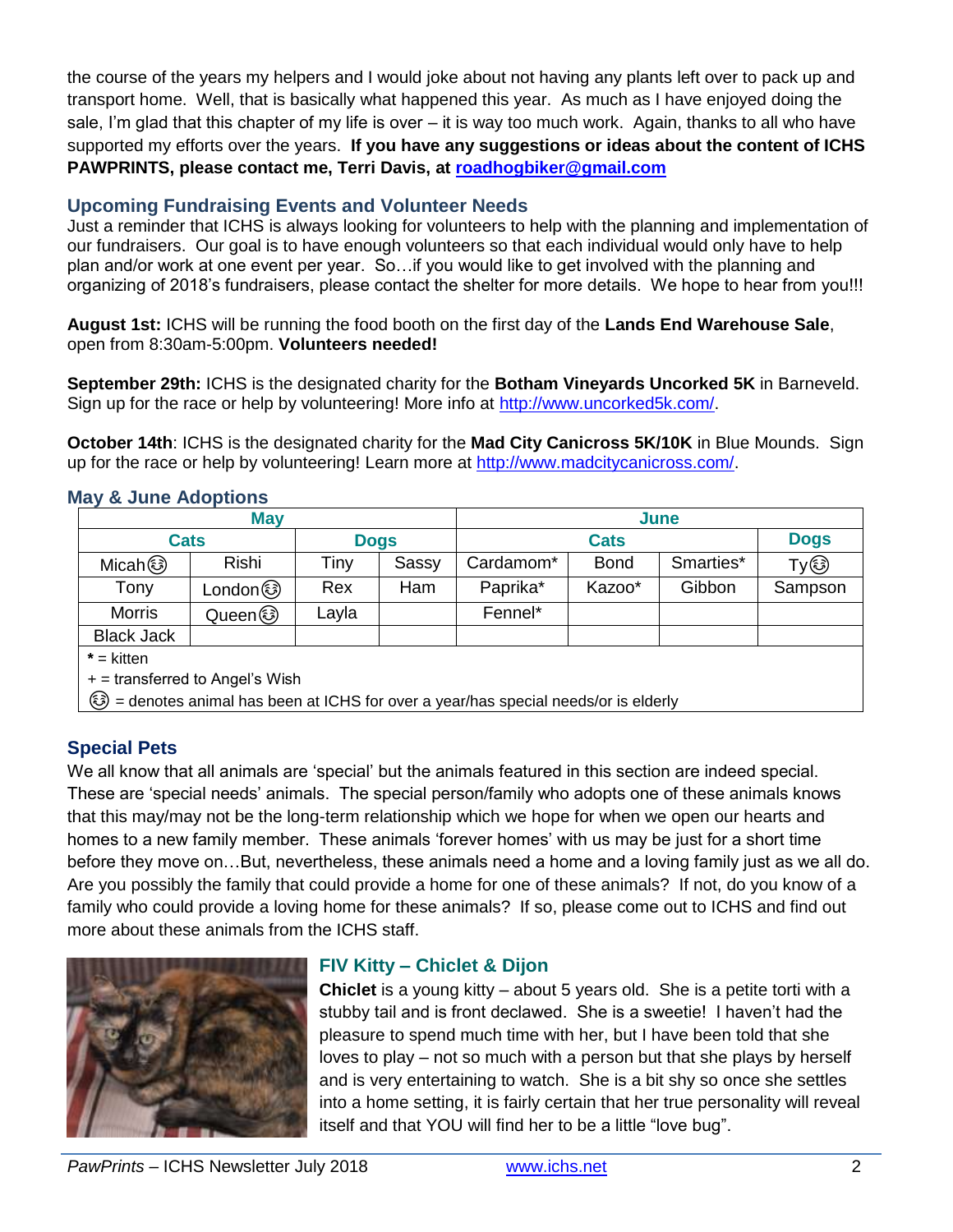the course of the years my helpers and I would joke about not having any plants left over to pack up and transport home. Well, that is basically what happened this year. As much as I have enjoyed doing the sale, I'm glad that this chapter of my life is over – it is way too much work. Again, thanks to all who have supported my efforts over the years. **If you have any suggestions or ideas about the content of ICHS PAWPRINTS, please contact me, Terri Davis, at roadhogbiker@gmail.com**

## Upcoming Fundraising Events and Volunteer Needs

Just a reminder that ICHS is always looking for volunteers to help with the planning and implementation of our fundraisers. Our goal is to have enough volunteers so that each individual would only have to help plan and/or work at one event per year. So…if you would like to get involved with the planning and organizing of 2018's fundraisers, please contact the shelter for more details. We hope to hear from you!!!

**August 1st:** ICHS will be running the food booth on the first day of the **Lands End Warehouse Sale**, open from 8:30am-5:00pm. **Volunteers needed!**

**September 29th:** ICHS is the designated charity for the **Botham Vineyards Uncorked 5K** in Barneveld. Sign up for the race or help by volunteering! More info at http://www.uncorked5k.com/.

**October 14th**: ICHS is the designated charity for the **Mad City Canicross 5K/10K** in Blue Mounds. Sign up for the race or help by volunteering! Learn more at http://www.madcitycanicross.com/.

## May & June Adoptions

| May | | | | June | | | |
|---|---|---|---|---|---|---|---|
| Cats | | Dogs | | Cats | | | Dogs |
| Micah😊 | Rishi | Tiny | Sassy | Cardamom* | Bond | Smarties* | Ty😊 |
| Tony | London😊 | Rex | Ham | Paprika* | Kazoo* | Gibbon | Sampson |
| Morris | Queen😊 | Layla | | Fennel* | | | |
| Black Jack | | | | | | | |

* = kitten
+ = transferred to Angel's Wish
😊 = denotes animal has been at ICHS for over a year/has special needs/or is elderly

## Special Pets

We all know that all animals are 'special' but the animals featured in this section are indeed special. These are 'special needs' animals. The special person/family who adopts one of these animals knows that this may/may not be the long-term relationship which we hope for when we open our hearts and homes to a new family member. These animals 'forever homes' with us may be just for a short time before they move on…But, nevertheless, these animals need a home and a loving family just as we all do. Are you possibly the family that could provide a home for one of these animals? If not, do you know of a family who could provide a loving home for these animals? If so, please come out to ICHS and find out more about these animals from the ICHS staff.

### FIV Kitty – Chiclet & Dijon

**Chiclet** is a young kitty – about 5 years old. She is a petite torti with a stubby tail and is front declawed. She is a sweetie! I haven't had the pleasure to spend much time with her, but I have been told that she loves to play – not so much with a person but that she plays by herself and is very entertaining to watch. She is a bit shy so once she settles into a home setting, it is fairly certain that her true personality will reveal itself and that YOU will find her to be a little "love bug".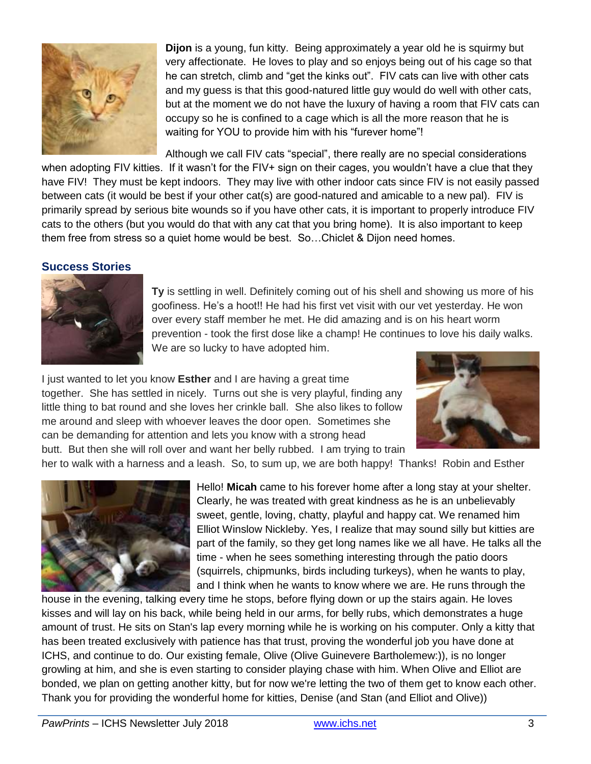**Dijon** is a young, fun kitty. Being approximately a year old he is squirmy but very affectionate. He loves to play and so enjoys being out of his cage so that he can stretch, climb and "get the kinks out". FIV cats can live with other cats and my guess is that this good-natured little guy would do well with other cats, but at the moment we do not have the luxury of having a room that FIV cats can occupy so he is confined to a cage which is all the more reason that he is waiting for YOU to provide him with his "furever home"!

Although we call FIV cats "special", there really are no special considerations when adopting FIV kitties. If it wasn't for the FIV+ sign on their cages, you wouldn't have a clue that they have FIV! They must be kept indoors. They may live with other indoor cats since FIV is not easily passed between cats (it would be best if your other cat(s) are good-natured and amicable to a new pal). FIV is primarily spread by serious bite wounds so if you have other cats, it is important to properly introduce FIV cats to the others (but you would do that with any cat that you bring home). It is also important to keep them free from stress so a quiet home would be best. So…Chiclet & Dijon need homes.

## Success Stories

**Ty** is settling in well. Definitely coming out of his shell and showing us more of his goofiness. He's a hoot!! He had his first vet visit with our vet yesterday. He won over every staff member he met. He did amazing and is on his heart worm prevention - took the first dose like a champ! He continues to love his daily walks. We are so lucky to have adopted him.

I just wanted to let you know **Esther** and I are having a great time together. She has settled in nicely. Turns out she is very playful, finding any little thing to bat round and she loves her crinkle ball. She also likes to follow me around and sleep with whoever leaves the door open. Sometimes she can be demanding for attention and lets you know with a strong head butt. But then she will roll over and want her belly rubbed. I am trying to train her to walk with a harness and a leash. So, to sum up, we are both happy! Thanks! Robin and Esther

Hello! **Micah** came to his forever home after a long stay at your shelter. Clearly, he was treated with great kindness as he is an unbelievably sweet, gentle, loving, chatty, playful and happy cat. We renamed him Elliot Winslow Nickleby. Yes, I realize that may sound silly but kitties are part of the family, so they get long names like we all have. He talks all the time - when he sees something interesting through the patio doors (squirrels, chipmunks, birds including turkeys), when he wants to play, and I think when he wants to know where we are. He runs through the house in the evening, talking every time he stops, before flying down or up the stairs again. He loves kisses and will lay on his back, while being held in our arms, for belly rubs, which demonstrates a huge amount of trust. He sits on Stan's lap every morning while he is working on his computer. Only a kitty that has been treated exclusively with patience has that trust, proving the wonderful job you have done at ICHS, and continue to do. Our existing female, Olive (Olive Guinevere Bartholemew:)), is no longer growling at him, and she is even starting to consider playing chase with him. When Olive and Elliot are bonded, we plan on getting another kitty, but for now we're letting the two of them get to know each other. Thank you for providing the wonderful home for kitties, Denise (and Stan (and Elliot and Olive))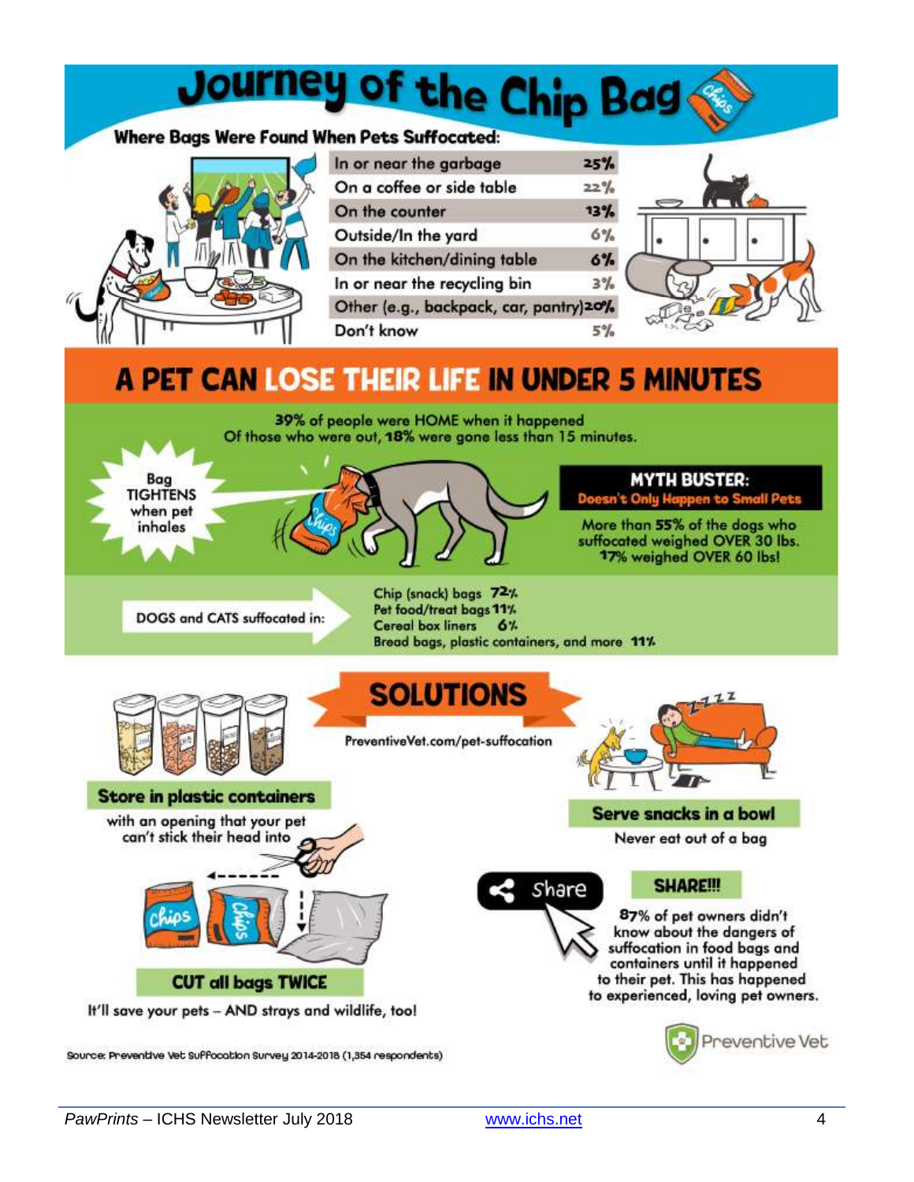# Journey of the Chip Bag

**Where Bags Were Found When Pets Suffocated:**

| | |
|---|---|
| In or near the garbage | 25% |
| On a coffee or side table | 22% |
| On the counter | 13% |
| Outside/In the yard | 6% |
| On the kitchen/dining table | 6% |
| In or near the recycling bin | 3% |
| Other (e.g., backpack, car, pantry) | 20% |
| Don't know | 5% |

## A PET CAN LOSE THEIR LIFE IN UNDER 5 MINUTES

**39%** of people were HOME when it happened
Of those who were out, **18%** were gone less than 15 minutes.

Bag TIGHTENS when pet inhales

**MYTH BUSTER:**
**Doesn't Only Happen to Small Pets**

More than **55%** of the dogs who suffocated weighed OVER 30 lbs. **17%** weighed OVER 60 lbs!

DOGS and CATS suffocated in:

- Chip (snack) bags **72%**
- Pet food/treat bags **11%**
- Cereal box liners **6%**
- Bread bags, plastic containers, and more **11%**

## SOLUTIONS

PreventiveVet.com/pet-suffocation

**Store in plastic containers**

with an opening that your pet can't stick their head into

**Serve snacks in a bowl**

Never eat out of a bag

Share

**SHARE!!!**

**87%** of pet owners didn't know about the dangers of suffocation in food bags and containers until it happened to their pet. This has happened to experienced, loving pet owners.

**CUT all bags TWICE**

It'll save your pets – AND strays and wildlife, too!

Source: Preventive Vet Suffocation Survey 2014-2018 (1,354 respondents)

Preventive Vet